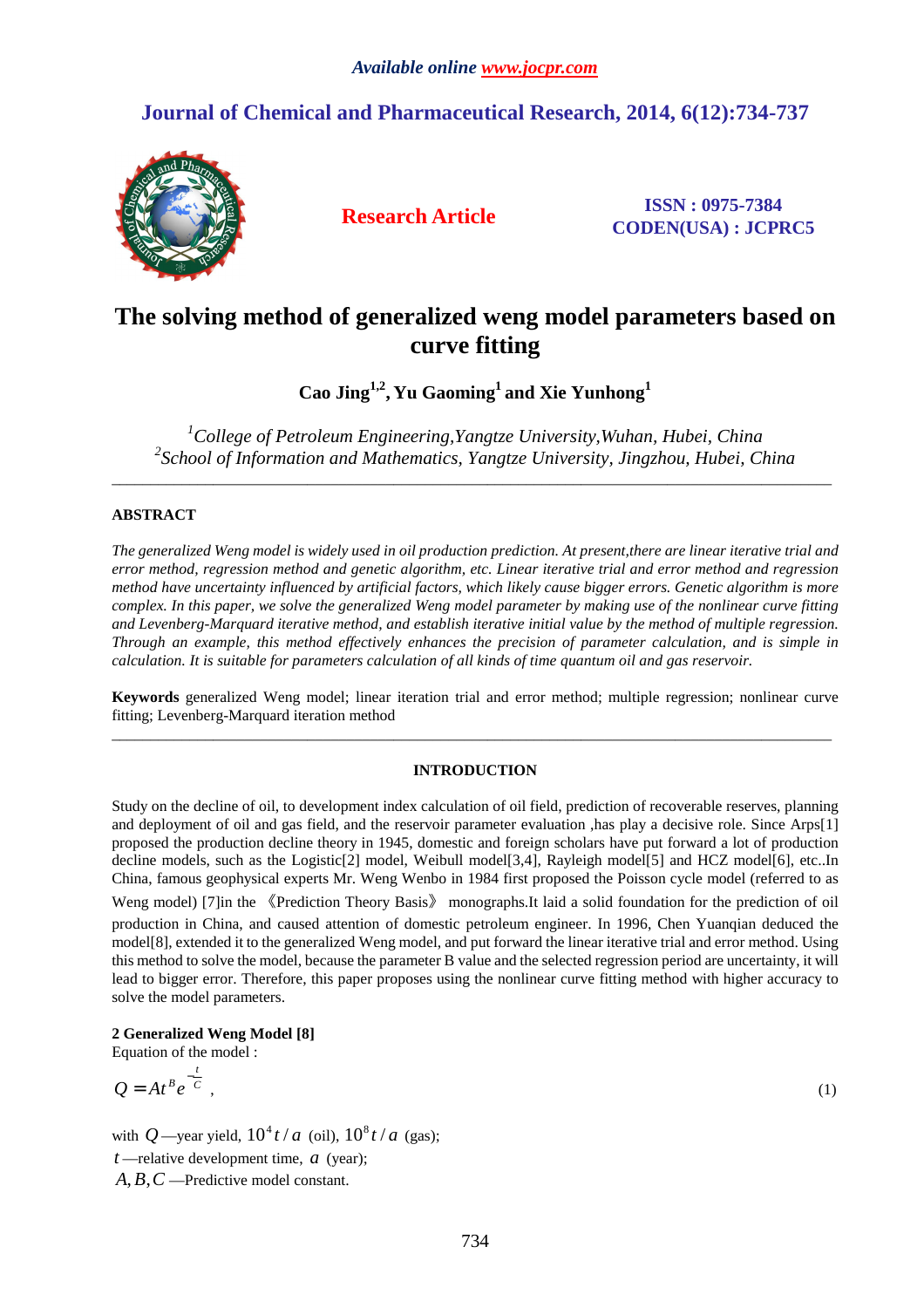*Available online www.jocpr.com*

**Journal of Chemical and Pharmaceutical Research, 2014, 6(12):734-737**

**Research Article**

**ISSN : 0975-7384**
**CODEN(USA) : JCPRC5**

# The solving method of generalized weng model parameters based on curve fitting

**Cao Jing[1,2], Yu Gaoming[1] and Xie Yunhong[1]**

*[1]College of Petroleum Engineering,Yangtze University,Wuhan, Hubei, China*
*[2]School of Information and Mathematics, Yangtze University, Jingzhou, Hubei, China*

---

**ABSTRACT**

*The generalized Weng model is widely used in oil production prediction. At present,there are linear iterative trial and error method, regression method and genetic algorithm, etc. Linear iterative trial and error method and regression method have uncertainty influenced by artificial factors, which likely cause bigger errors. Genetic algorithm is more complex. In this paper, we solve the generalized Weng model parameter by making use of the nonlinear curve fitting and Levenberg-Marquard iterative method, and establish iterative initial value by the method of multiple regression. Through an example, this method effectively enhances the precision of parameter calculation, and is simple in calculation. It is suitable for parameters calculation of all kinds of time quantum oil and gas reservoir.*

**Keywords** generalized Weng model; linear iteration trial and error method; multiple regression; nonlinear curve fitting; Levenberg-Marquard iteration method

---

## INTRODUCTION

Study on the decline of oil, to development index calculation of oil field, prediction of recoverable reserves, planning and deployment of oil and gas field, and the reservoir parameter evaluation ,has play a decisive role. Since Arps[1] proposed the production decline theory in 1945, domestic and foreign scholars have put forward a lot of production decline models, such as the Logistic[2] model, Weibull model[3,4], Rayleigh model[5] and HCZ model[6], etc..In China, famous geophysical experts Mr. Weng Wenbo in 1984 first proposed the Poisson cycle model (referred to as Weng model) [7]in the 《Prediction Theory Basis》 monographs.It laid a solid foundation for the prediction of oil production in China, and caused attention of domestic petroleum engineer. In 1996, Chen Yuanqian deduced the model[8], extended it to the generalized Weng model, and put forward the linear iterative trial and error method. Using this method to solve the model, because the parameter B value and the selected regression period are uncertainty, it will lead to bigger error. Therefore, this paper proposes using the nonlinear curve fitting method with higher accuracy to solve the model parameters.

### 2 Generalized Weng Model [8]

Equation of the model :

$$Q = At^B e^{-\frac{t}{C}} , \tag{1}$$

with $Q$—year yield, $10^4 t/a$ (oil), $10^8 t/a$ (gas);
$t$—relative development time, $a$ (year);
$A, B, C$ —Predictive model constant.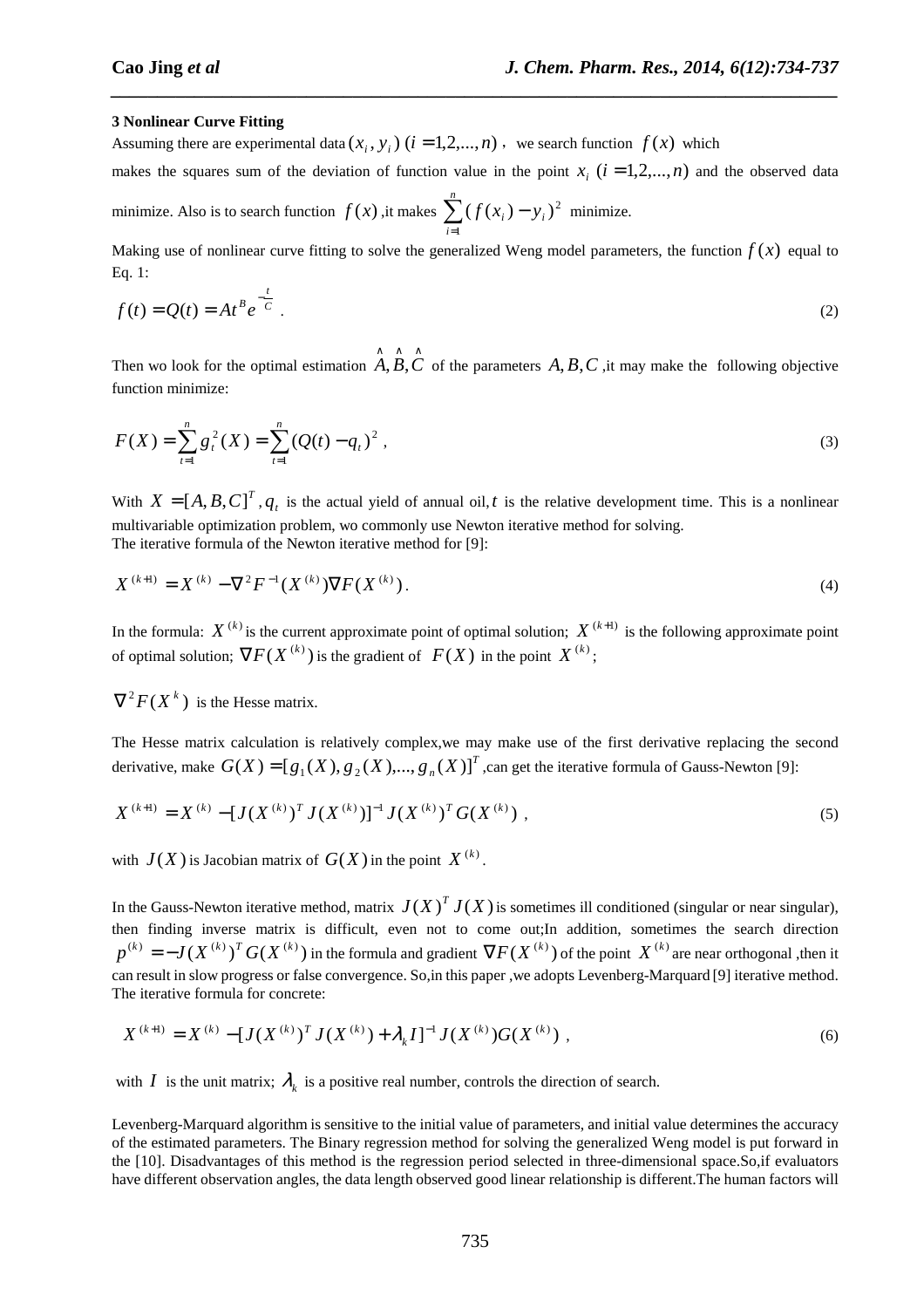**3 Nonlinear Curve Fitting**

Assuming there are experimental data $(x_i, y_i)$ $(i = 1,2,...,n)$, we search function $f(x)$ which makes the squares sum of the deviation of function value in the point $x_i$ $(i = 1,2,...,n)$ and the observed data minimize. Also is to search function $f(x)$, it makes $\sum_{i=1}^{n}(f(x_i) - y_i)^2$ minimize.

Making use of nonlinear curve fitting to solve the generalized Weng model parameters, the function $f(x)$ equal to Eq. 1:

$$f(t) = Q(t) = At^B e^{-\frac{t}{C}} \,. \tag{2}$$

Then wo look for the optimal estimation $\hat{A}, \hat{B}, \hat{C}$ of the parameters $A, B, C$, it may make the following objective function minimize:

$$F(X) = \sum_{t=1}^{n} g_t^2(X) = \sum_{t=1}^{n}(Q(t) - q_t)^2 \,, \tag{3}$$

With $X = [A, B, C]^T$, $q_t$ is the actual yield of annual oil, $t$ is the relative development time. This is a nonlinear multivariable optimization problem, wo commonly use Newton iterative method for solving.
The iterative formula of the Newton iterative method for [9]:

$$X^{(k+1)} = X^{(k)} - \nabla^2 F^{-1}(X^{(k)}) \nabla F(X^{(k)}) \,. \tag{4}$$

In the formula: $X^{(k)}$ is the current approximate point of optimal solution; $X^{(k+1)}$ is the following approximate point of optimal solution; $\nabla F(X^{(k)})$ is the gradient of $F(X)$ in the point $X^{(k)}$;

$\nabla^2 F(X^k)$ is the Hesse matrix.

The Hesse matrix calculation is relatively complex,we may make use of the first derivative replacing the second derivative, make $G(X) = [g_1(X), g_2(X), ..., g_n(X)]^T$,can get the iterative formula of Gauss-Newton [9]:

$$X^{(k+1)} = X^{(k)} - [J(X^{(k)})^T J(X^{(k)})]^{-1} J(X^{(k)})^T G(X^{(k)}) \,, \tag{5}$$

with $J(X)$ is Jacobian matrix of $G(X)$ in the point $X^{(k)}$.

In the Gauss-Newton iterative method, matrix $J(X)^T J(X)$ is sometimes ill conditioned (singular or near singular), then finding inverse matrix is difficult, even not to come out;In addition, sometimes the search direction $p^{(k)} = -J(X^{(k)})^T G(X^{(k)})$ in the formula and gradient $\nabla F(X^{(k)})$ of the point $X^{(k)}$ are near orthogonal ,then it can result in slow progress or false convergence. So,in this paper ,we adopts Levenberg-Marquard [9] iterative method. The iterative formula for concrete:

$$X^{(k+1)} = X^{(k)} - [J(X^{(k)})^T J(X^{(k)}) + \lambda_k I]^{-1} J(X^{(k)}) G(X^{(k)}) \,, \tag{6}$$

with $I$ is the unit matrix; $\lambda_k$ is a positive real number, controls the direction of search.

Levenberg-Marquard algorithm is sensitive to the initial value of parameters, and initial value determines the accuracy of the estimated parameters. The Binary regression method for solving the generalized Weng model is put forward in the [10]. Disadvantages of this method is the regression period selected in three-dimensional space.So,if evaluators have different observation angles, the data length observed good linear relationship is different.The human factors will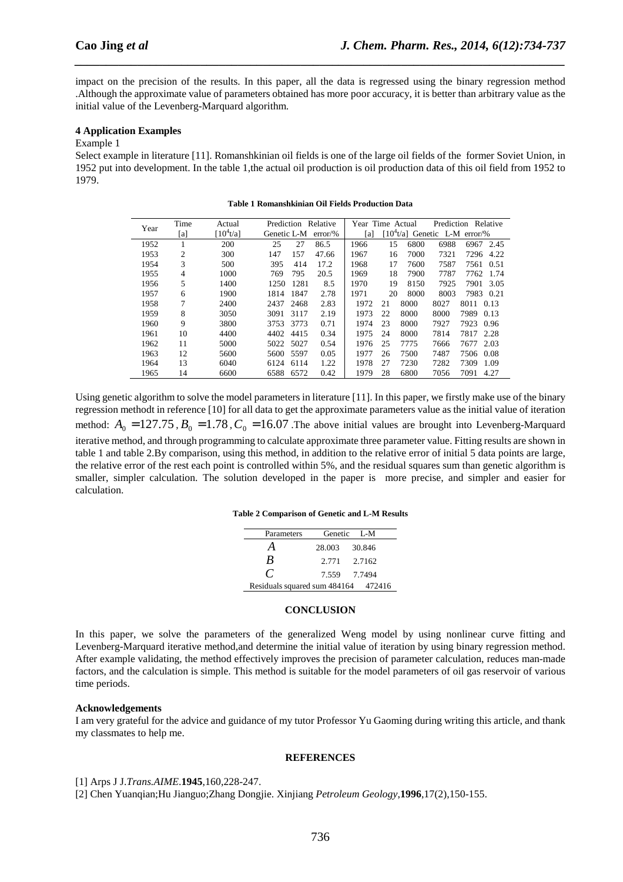impact on the precision of the results. In this paper, all the data is regressed using the binary regression method .Although the approximate value of parameters obtained has more poor accuracy, it is better than arbitrary value as the initial value of the Levenberg-Marquard algorithm.

**4 Application Examples**

Example 1

Select example in literature [11]. Romanshkinian oil fields is one of the large oil fields of the former Soviet Union, in 1952 put into development. In the table 1,the actual oil production is oil production data of this oil field from 1952 to 1979.

**Table 1 Romanshkinian Oil Fields Production Data**

| Year | Time [a] | Actual [$10^4$t/a] | Prediction Genetic | Prediction L-M | Relative error/% | Year | Time [a] | Actual [$10^4$t/a] | Prediction Genetic | Prediction L-M | Relative error/% |
|---|---|---|---|---|---|---|---|---|---|---|---|
| 1952 | 1 | 200 | 25 | 27 | 86.5 | 1966 | 15 | 6800 | 6988 | 6967 | 2.45 |
| 1953 | 2 | 300 | 147 | 157 | 47.66 | 1967 | 16 | 7000 | 7321 | 7296 | 4.22 |
| 1954 | 3 | 500 | 395 | 414 | 17.2 | 1968 | 17 | 7600 | 7587 | 7561 | 0.51 |
| 1955 | 4 | 1000 | 769 | 795 | 20.5 | 1969 | 18 | 7900 | 7787 | 7762 | 1.74 |
| 1956 | 5 | 1400 | 1250 | 1281 | 8.5 | 1970 | 19 | 8150 | 7925 | 7901 | 3.05 |
| 1957 | 6 | 1900 | 1814 | 1847 | 2.78 | 1971 | 20 | 8000 | 8003 | 7983 | 0.21 |
| 1958 | 7 | 2400 | 2437 | 2468 | 2.83 | 1972 | 21 | 8000 | 8027 | 8011 | 0.13 |
| 1959 | 8 | 3050 | 3091 | 3117 | 2.19 | 1973 | 22 | 8000 | 8000 | 7989 | 0.13 |
| 1960 | 9 | 3800 | 3753 | 3773 | 0.71 | 1974 | 23 | 8000 | 7927 | 7923 | 0.96 |
| 1961 | 10 | 4400 | 4402 | 4415 | 0.34 | 1975 | 24 | 8000 | 7814 | 7817 | 2.28 |
| 1962 | 11 | 5000 | 5022 | 5027 | 0.54 | 1976 | 25 | 7775 | 7666 | 7677 | 2.03 |
| 1963 | 12 | 5600 | 5600 | 5597 | 0.05 | 1977 | 26 | 7500 | 7487 | 7506 | 0.08 |
| 1964 | 13 | 6040 | 6124 | 6114 | 1.22 | 1978 | 27 | 7230 | 7282 | 7309 | 1.09 |
| 1965 | 14 | 6600 | 6588 | 6572 | 0.42 | 1979 | 28 | 6800 | 7056 | 7091 | 4.27 |

Using genetic algorithm to solve the model parameters in literature [11]. In this paper, we firstly make use of the binary regression methodt in reference [10] for all data to get the approximate parameters value as the initial value of iteration method: $A_0 = 127.75$, $B_0 = 1.78$, $C_0 = 16.07$ .The above initial values are brought into Levenberg-Marquard iterative method, and through programming to calculate approximate three parameter value. Fitting results are shown in table 1 and table 2.By comparison, using this method, in addition to the relative error of initial 5 data points are large, the relative error of the rest each point is controlled within 5%, and the residual squares sum than genetic algorithm is smaller, simpler calculation. The solution developed in the paper is more precise, and simpler and easier for calculation.

**Table 2 Comparison of Genetic and L-M Results**

| Parameters | Genetic | L-M |
|---|---|---|
| $A$ | 28.003 | 30.846 |
| $B$ | 2.771 | 2.7162 |
| $C$ | 7.559 | 7.7494 |
| Residuals squared sum | 484164 | 472416 |

## CONCLUSION

In this paper, we solve the parameters of the generalized Weng model by using nonlinear curve fitting and Levenberg-Marquard iterative method,and determine the initial value of iteration by using binary regression method. After example validating, the method effectively improves the precision of parameter calculation, reduces man-made factors, and the calculation is simple. This method is suitable for the model parameters of oil gas reservoir of various time periods.

**Acknowledgements**

I am very grateful for the advice and guidance of my tutor Professor Yu Gaoming during writing this article, and thank my classmates to help me.

## REFERENCES

[1] Arps J J.*Trans.AIME*.**1945**,160,228-247.

[2] Chen Yuanqian;Hu Jianguo;Zhang Dongjie. Xinjiang *Petroleum Geology*,**1996**,17(2),150-155.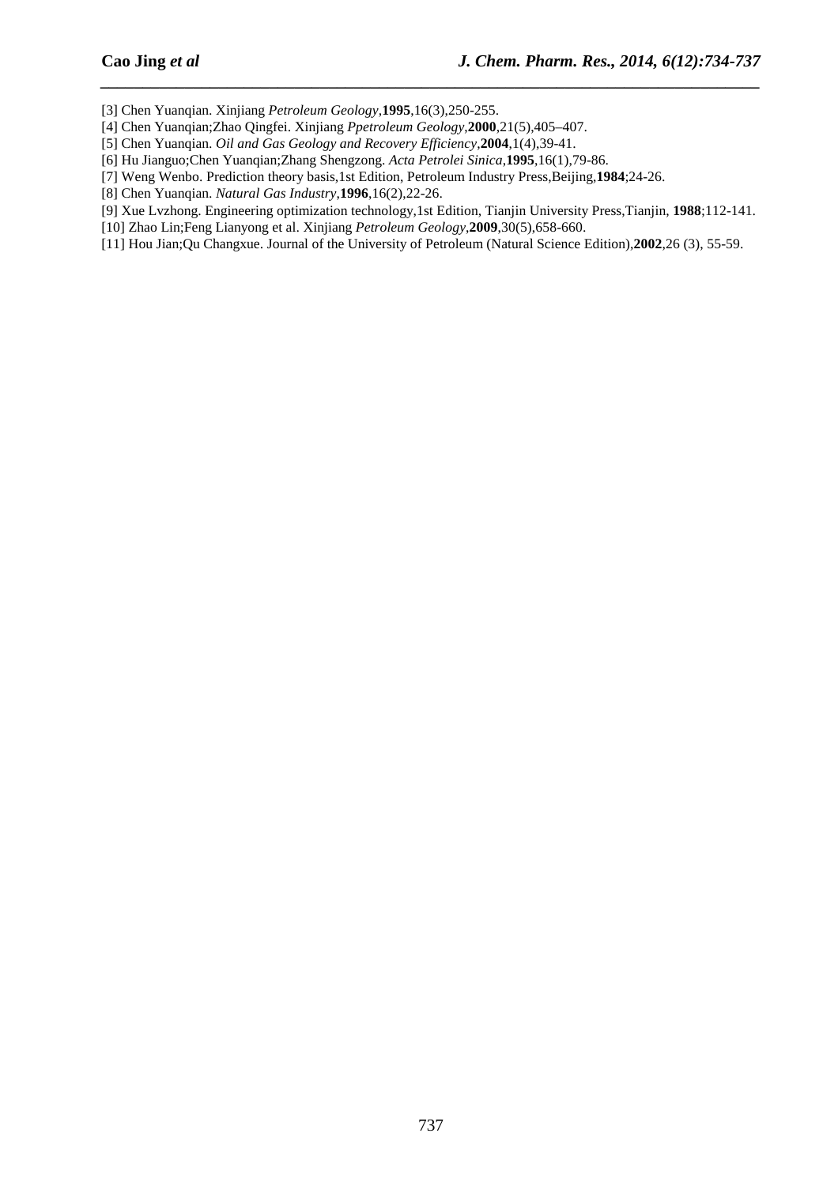[3] Chen Yuanqian. Xinjiang *Petroleum Geology*,**1995**,16(3),250-255.

[4] Chen Yuanqian;Zhao Qingfei. Xinjiang *Ppetroleum Geology*,**2000**,21(5),405–407.

[5] Chen Yuanqian. *Oil and Gas Geology and Recovery Efficiency*,**2004**,1(4),39-41.

[6] Hu Jianguo;Chen Yuanqian;Zhang Shengzong. *Acta Petrolei Sinica*,**1995**,16(1),79-86.

[7] Weng Wenbo. Prediction theory basis,1st Edition, Petroleum Industry Press,Beijing,**1984**;24-26.

[8] Chen Yuanqian. *Natural Gas Industry*,**1996**,16(2),22-26.

[9] Xue Lvzhong. Engineering optimization technology,1st Edition, Tianjin University Press,Tianjin, **1988**;112-141.

[10] Zhao Lin;Feng Lianyong et al. Xinjiang *Petroleum Geology*,**2009**,30(5),658-660.

[11] Hou Jian;Qu Changxue. Journal of the University of Petroleum (Natural Science Edition),**2002**,26 (3), 55-59.